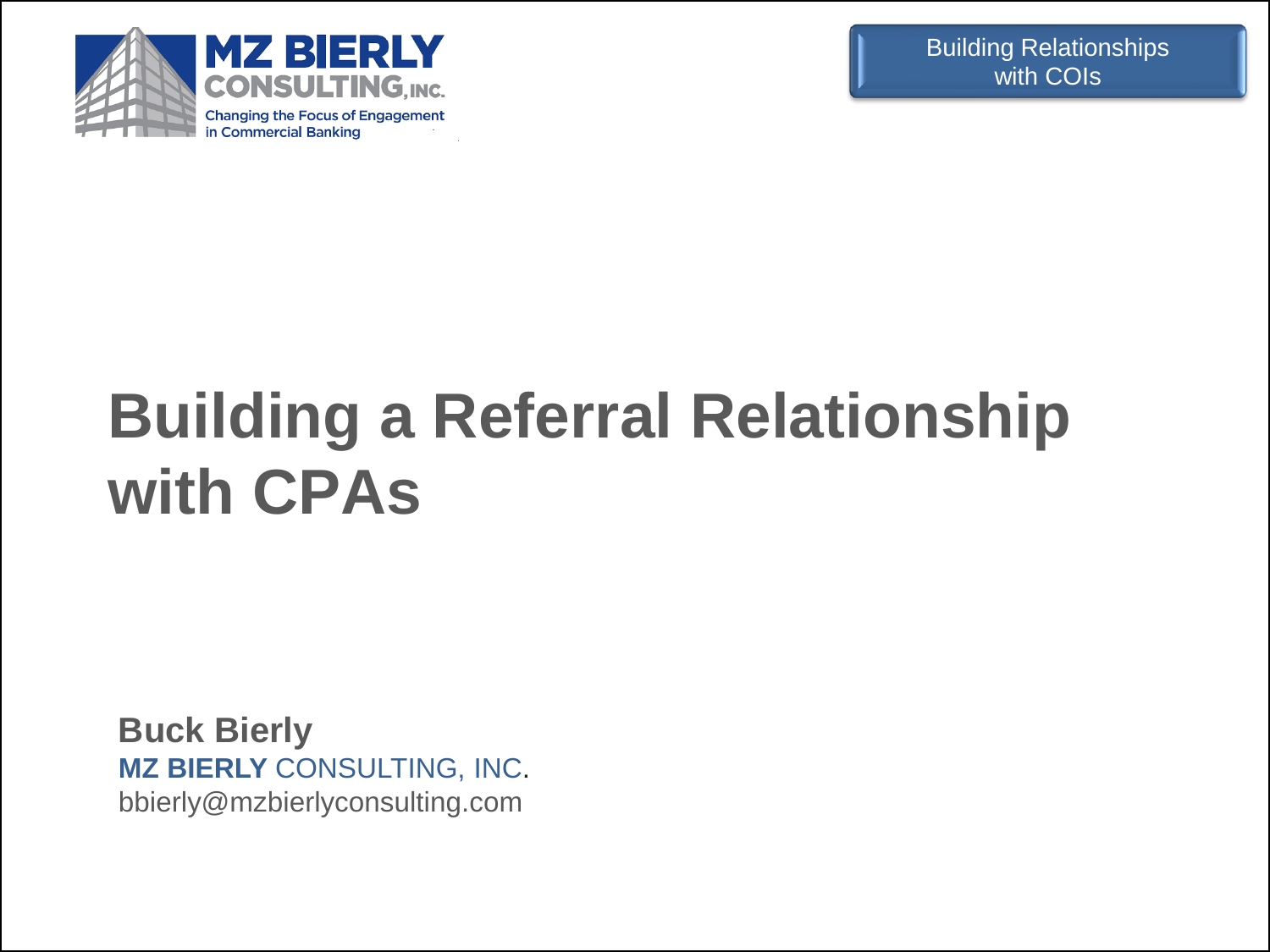MZ BIERLY CONSULTING, INC.

Changing the Focus of Engagement in Commercial Banking

Building Relationships with COIs

# Building a Referral Relationship with CPAs

**Buck Bierly**
**MZ BIERLY** CONSULTING, INC.
bbierly@mzbierlyconsulting.com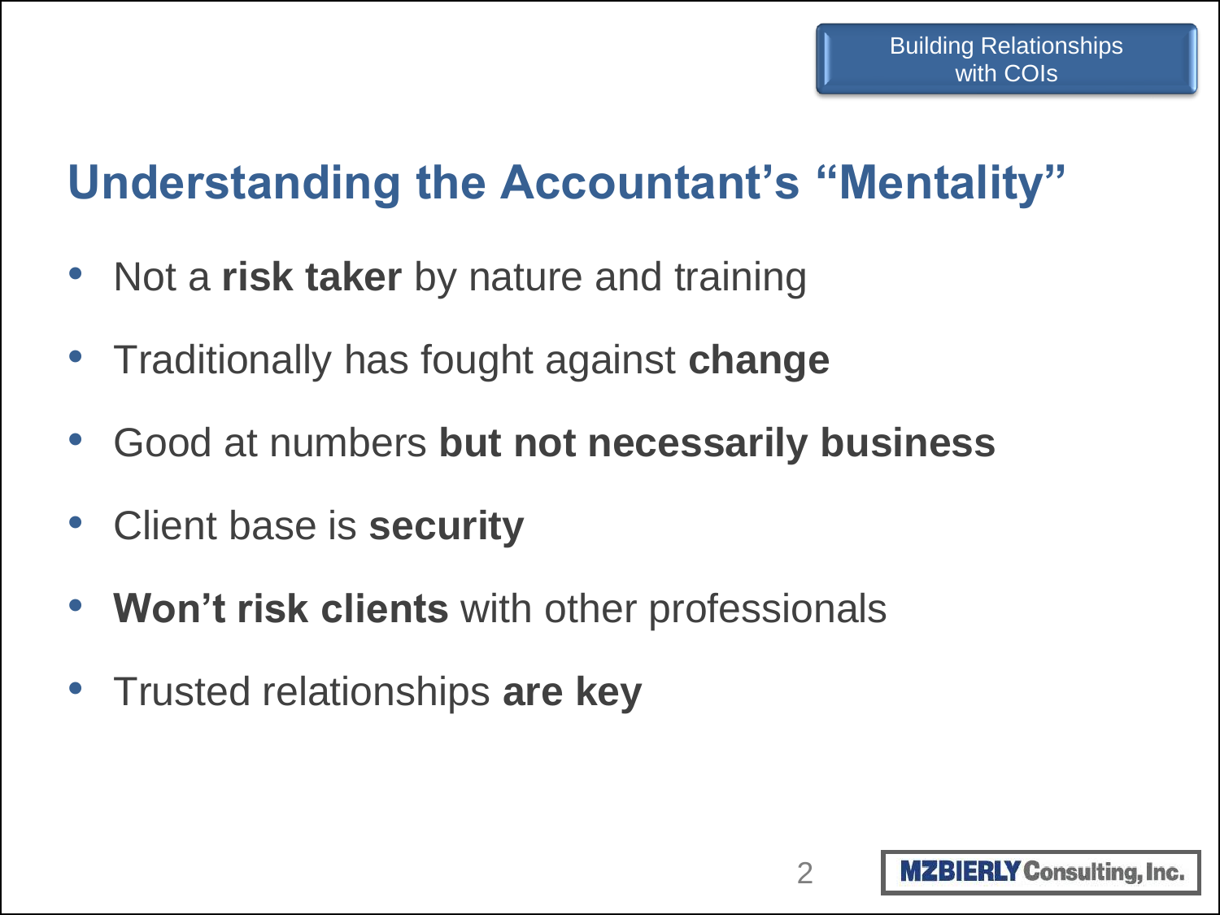## Understanding the Accountant's "Mentality"

- Not a **risk taker** by nature and training
- Traditionally has fought against **change**
- Good at numbers **but not necessarily business**
- Client base is **security**
- **Won't risk clients** with other professionals
- Trusted relationships **are key**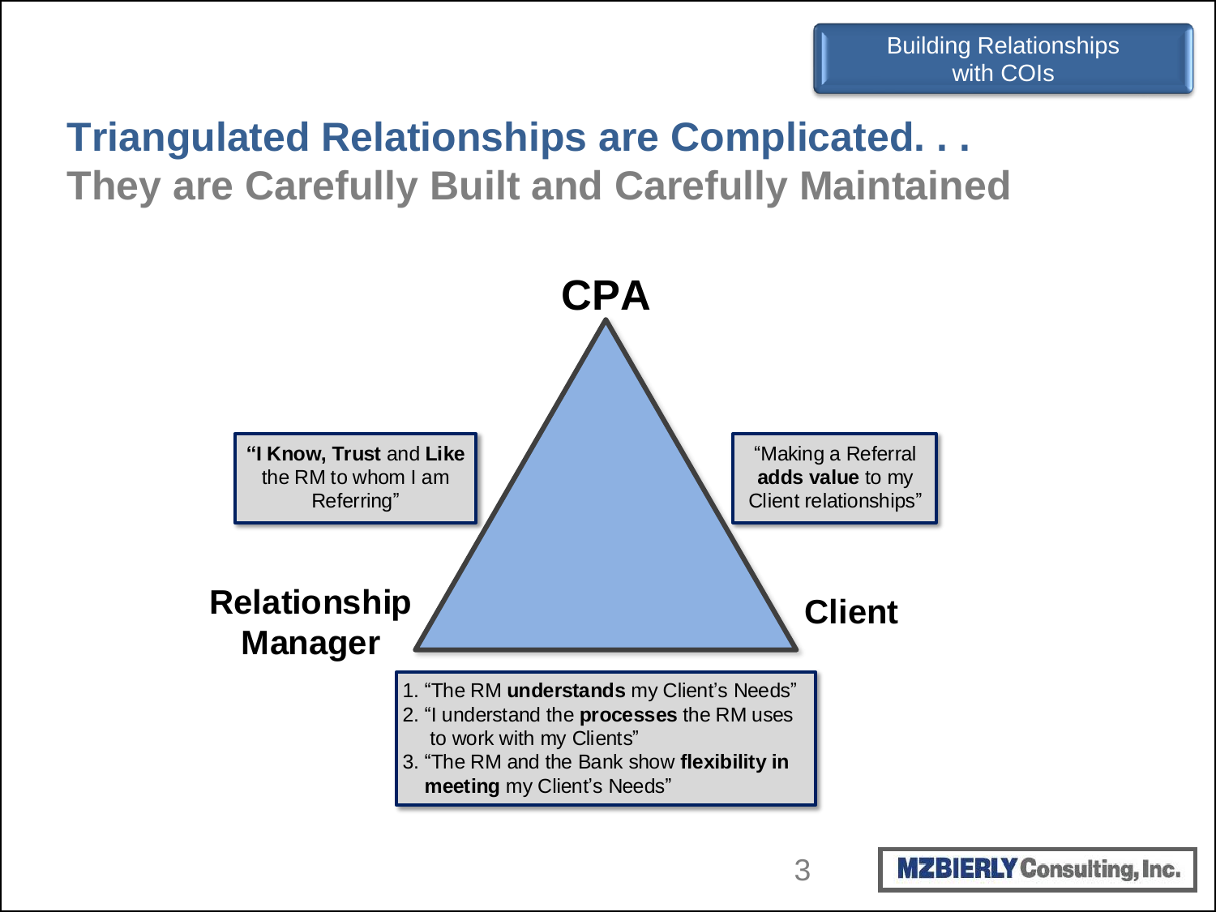Building Relationships with COIs

# Triangulated Relationships are Complicated. . .

## They are Carefully Built and Carefully Maintained

**CPA**

**"I Know, Trust** and **Like** the RM to whom I am Referring"

"Making a Referral **adds value** to my Client relationships"

**Relationship Manager**

**Client**

1. "The RM **understands** my Client's Needs"
2. "I understand the **processes** the RM uses to work with my Clients"
3. "The RM and the Bank show **flexibility in meeting** my Client's Needs"

MZBIERLY Consulting, Inc.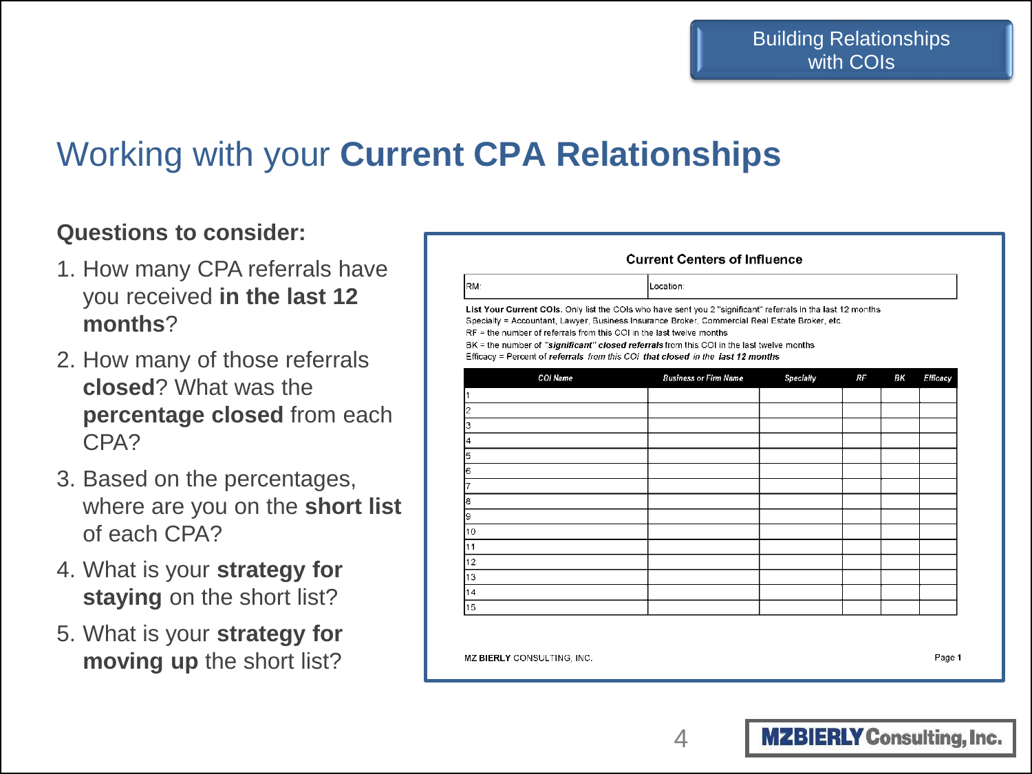Building Relationships with COIs

# Working with your **Current CPA Relationships**

**Questions to consider:**

1. How many CPA referrals have you received **in the last 12 months**?
2. How many of those referrals **closed**? What was the **percentage closed** from each CPA?
3. Based on the percentages, where are you on the **short list** of each CPA?
4. What is your **strategy for staying** on the short list?
5. What is your **strategy for moving up** the short list?

**Current Centers of Influence**

| RM: | Location: |
|---|---|

**List Your Current COIs.** Only list the COIs who have sent you 2 "significant" referrals in tha last 12 months
Specialty = Accountant, Lawyer, Business Insurance Broker, Commercial Real Estate Broker, etc.
RF = the number of referrals from this COI in the last twelve months
BK = the number of ***"significant" closed referrals*** from this COI in the last twelve months
Efficacy = Percent of ***referrals*** *from this COI* ***that closed*** *in the* ***last 12 months***

| *COI Name* | *Business or Firm Name* | *Specialty* | *RF* | *BK* | *Efficacy* |
|---|---|---|---|---|---|
| 1 | | | | | |
| 2 | | | | | |
| 3 | | | | | |
| 4 | | | | | |
| 5 | | | | | |
| 6 | | | | | |
| 7 | | | | | |
| 8 | | | | | |
| 9 | | | | | |
| 10 | | | | | |
| 11 | | | | | |
| 12 | | | | | |
| 13 | | | | | |
| 14 | | | | | |
| 15 | | | | | |

**MZ BIERLY** CONSULTING, INC. Page **1**

MZBIERLY Consulting, Inc.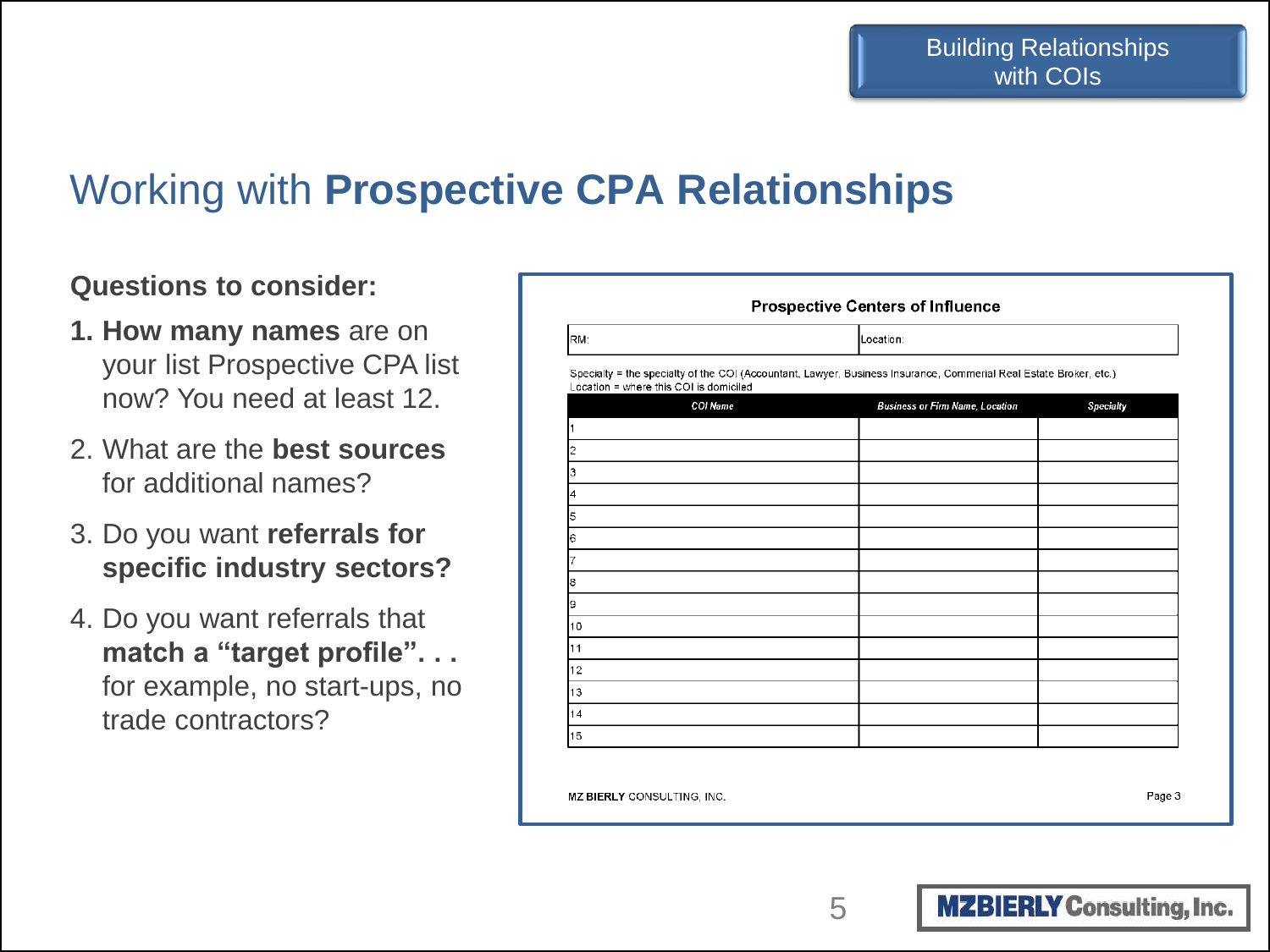Building Relationships with COIs

# Working with **Prospective CPA Relationships**

**Questions to consider:**

1. **How many names** are on your list Prospective CPA list now? You need at least 12.
2. What are the **best sources** for additional names?
3. Do you want **referrals for specific industry sectors?**
4. Do you want referrals that **match a "target profile". . .** for example, no start-ups, no trade contractors?

**Prospective Centers of Influence**

| RM: | Location: |
|---|---|

Specialty = the specialty of the COI (Accountant, Lawyer, Business Insurance, Commercial Real Estate Broker, etc.)
Location = where this COI is domiciled

| COI Name | Business or Firm Name, Location | Specialty |
|---|---|---|
| 1 | | |
| 2 | | |
| 3 | | |
| 4 | | |
| 5 | | |
| 6 | | |
| 7 | | |
| 8 | | |
| 9 | | |
| 10 | | |
| 11 | | |
| 12 | | |
| 13 | | |
| 14 | | |
| 15 | | |

MZ BIERLY CONSULTING, INC. Page 3

MZBIERLY Consulting, Inc.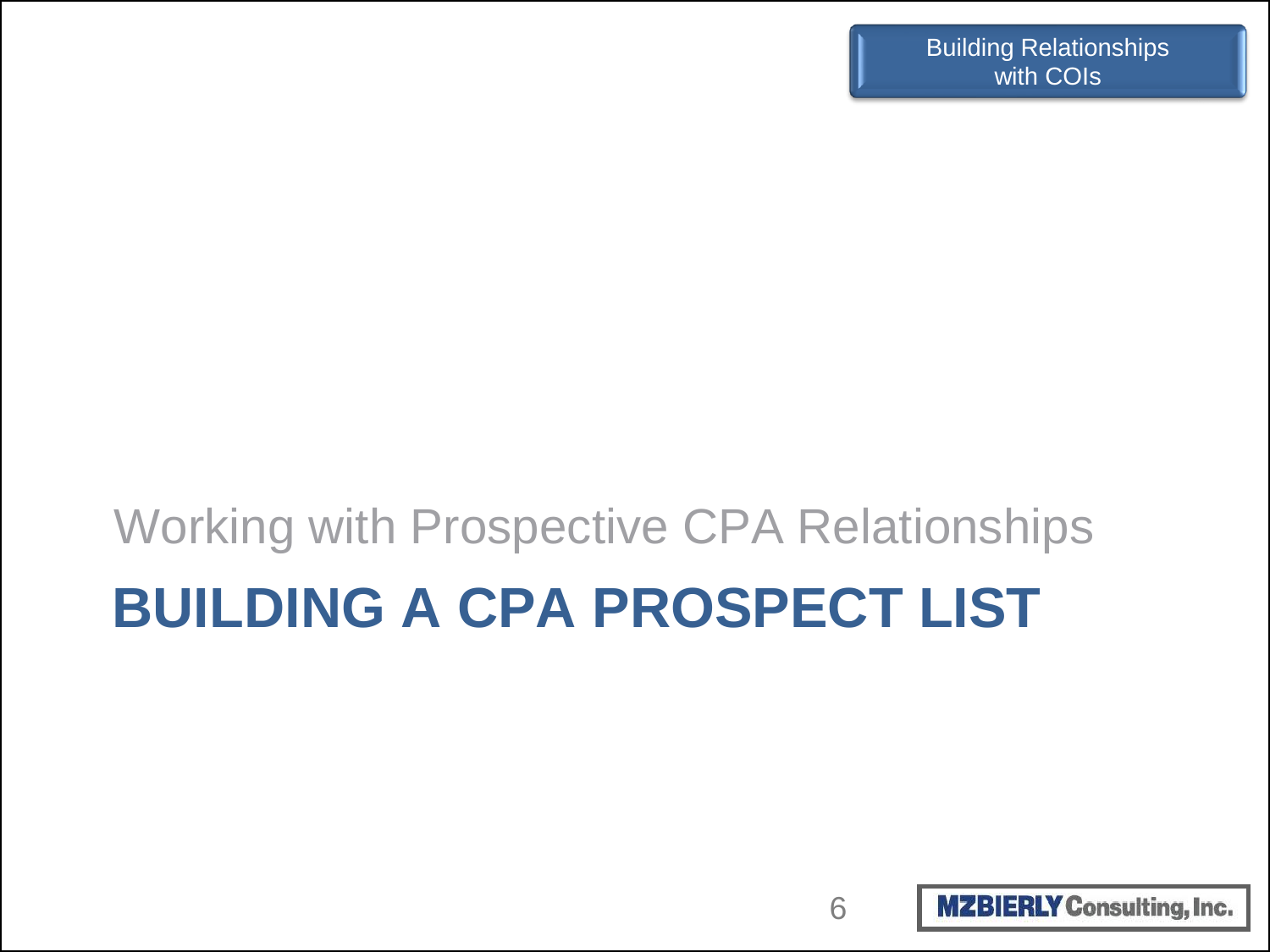Working with Prospective CPA Relationships

# BUILDING A CPA PROSPECT LIST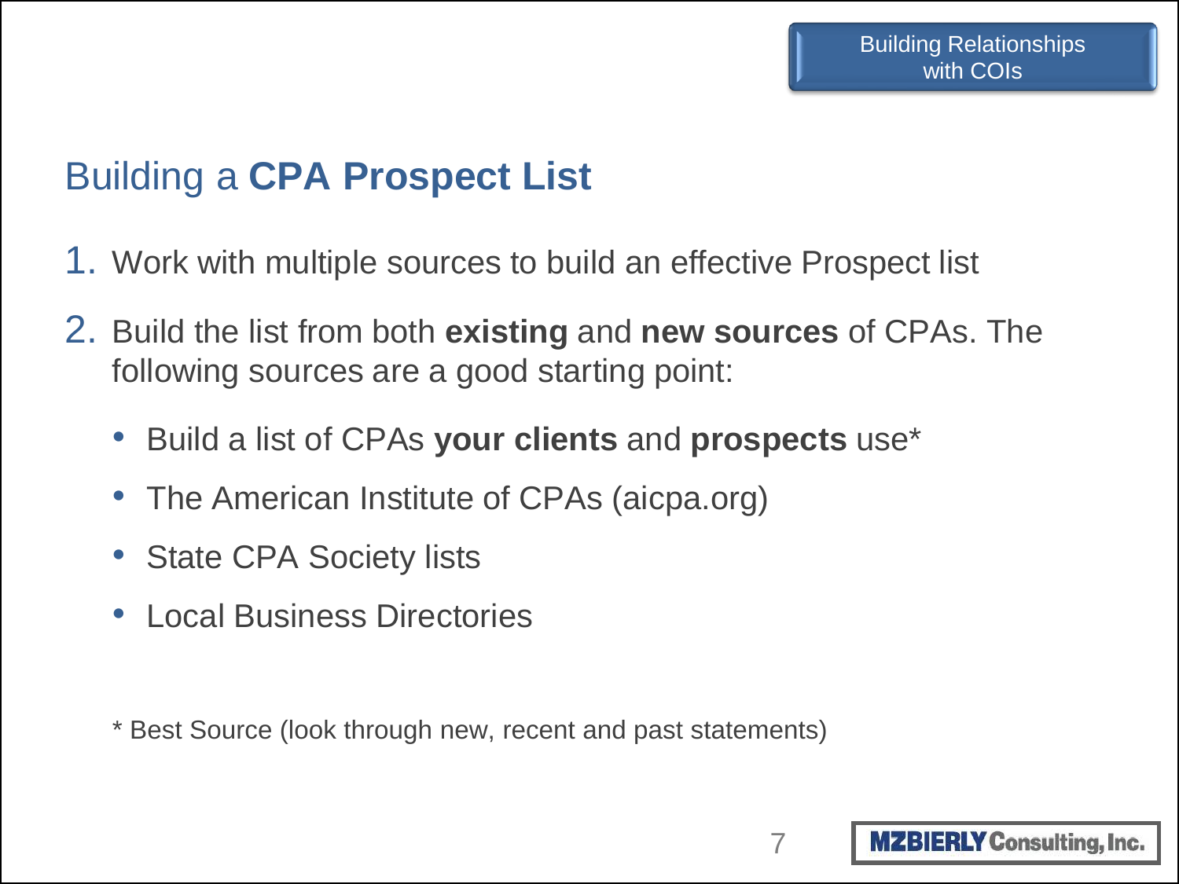# Building a **CPA Prospect List**

1. Work with multiple sources to build an effective Prospect list
2. Build the list from both **existing** and **new sources** of CPAs. The following sources are a good starting point:
   - Build a list of CPAs **your clients** and **prospects** use*
   - The American Institute of CPAs (aicpa.org)
   - State CPA Society lists
   - Local Business Directories

* Best Source (look through new, recent and past statements)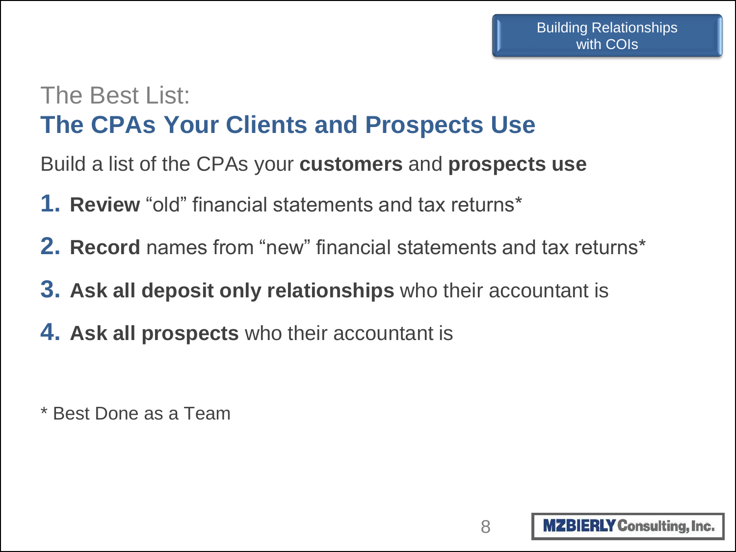## The Best List:
## **The CPAs Your Clients and Prospects Use**

Build a list of the CPAs your **customers** and **prospects use**

1. **Review** “old” financial statements and tax returns*
2. **Record** names from “new” financial statements and tax returns*
3. **Ask all deposit only relationships** who their accountant is
4. **Ask all prospects** who their accountant is

* Best Done as a Team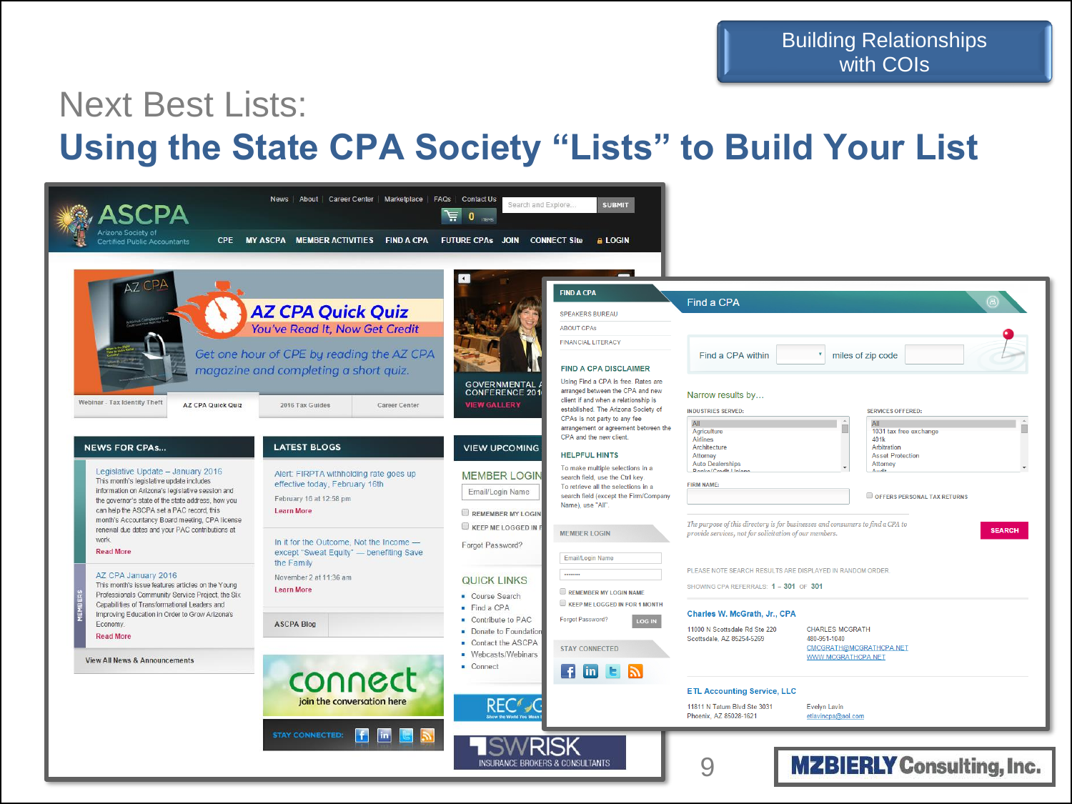Building Relationships with COIs

# Next Best Lists:

## Using the State CPA Society "Lists" to Build Your List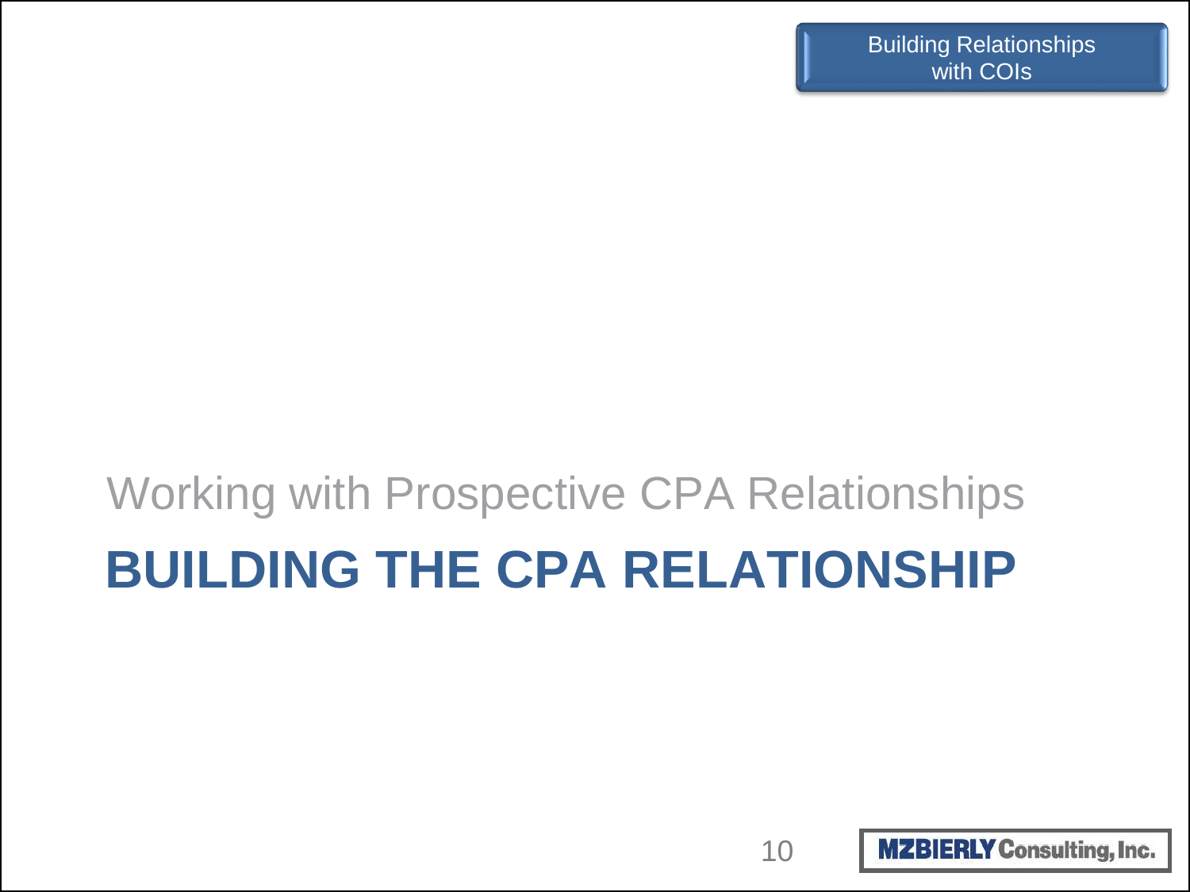Working with Prospective CPA Relationships

# BUILDING THE CPA RELATIONSHIP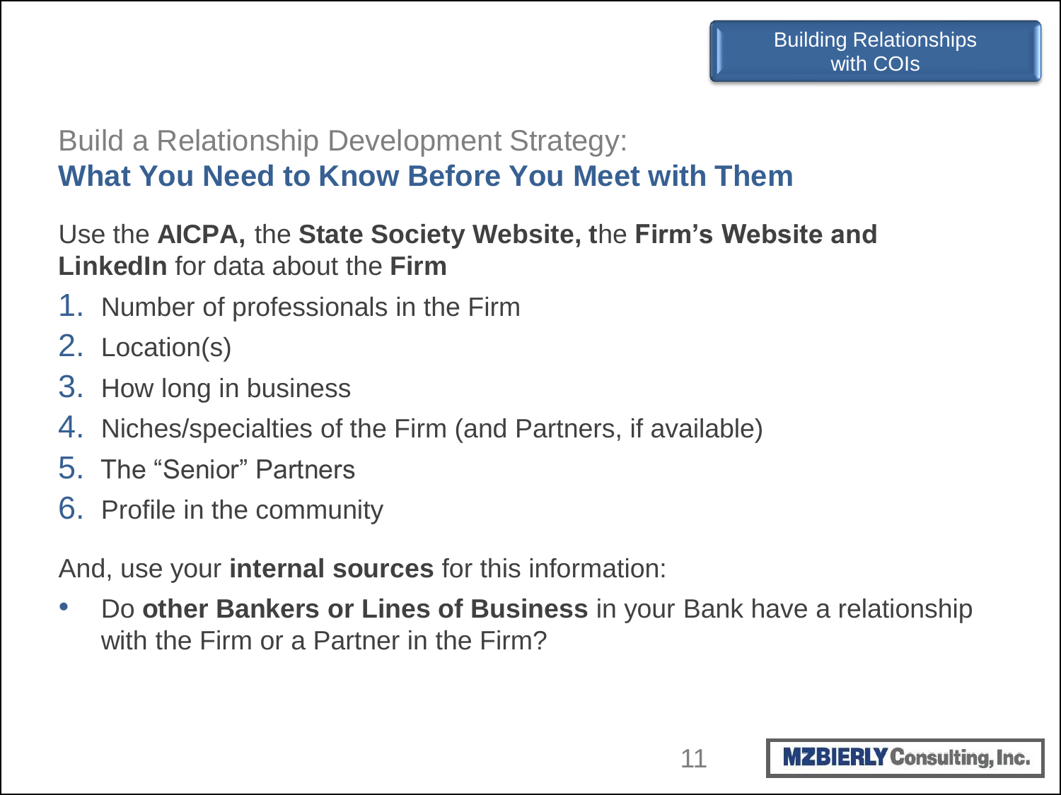Building Relationships with COIs

## Build a Relationship Development Strategy:
## **What You Need to Know Before You Meet with Them**

Use the **AICPA,** the **State Society Website, t**he **Firm's Website and LinkedIn** for data about the **Firm**

1. Number of professionals in the Firm
2. Location(s)
3. How long in business
4. Niches/specialties of the Firm (and Partners, if available)
5. The "Senior" Partners
6. Profile in the community

And, use your **internal sources** for this information:

- Do **other Bankers or Lines of Business** in your Bank have a relationship with the Firm or a Partner in the Firm?

MZBIERLY Consulting, Inc.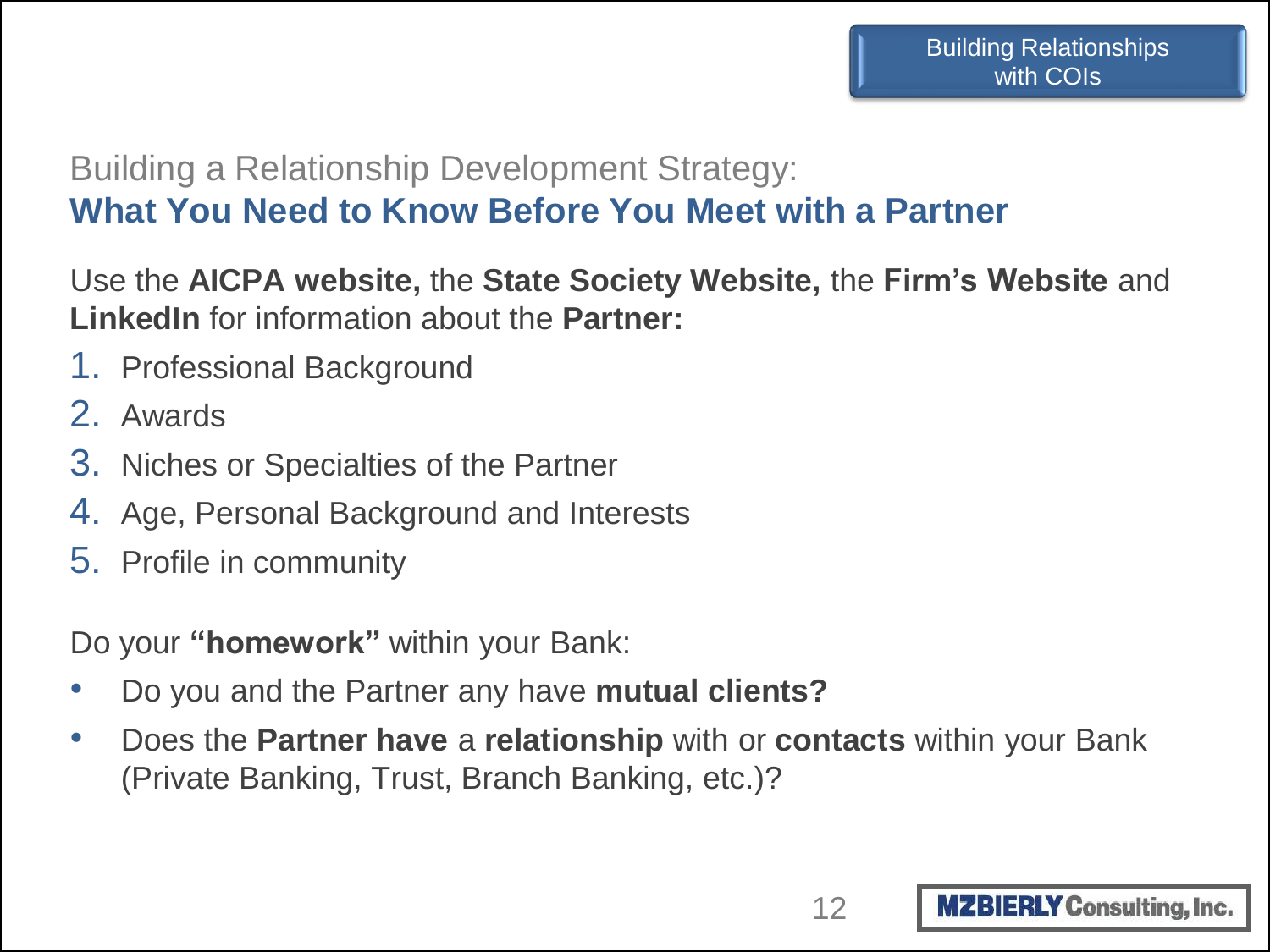Building a Relationship Development Strategy:

## What You Need to Know Before You Meet with a Partner

Use the **AICPA website,** the **State Society Website,** the **Firm's Website** and **LinkedIn** for information about the **Partner:**

1. Professional Background
2. Awards
3. Niches or Specialties of the Partner
4. Age, Personal Background and Interests
5. Profile in community

Do your **"homework"** within your Bank:

- Do you and the Partner any have **mutual clients?**
- Does the **Partner have** a **relationship** with or **contacts** within your Bank (Private Banking, Trust, Branch Banking, etc.)?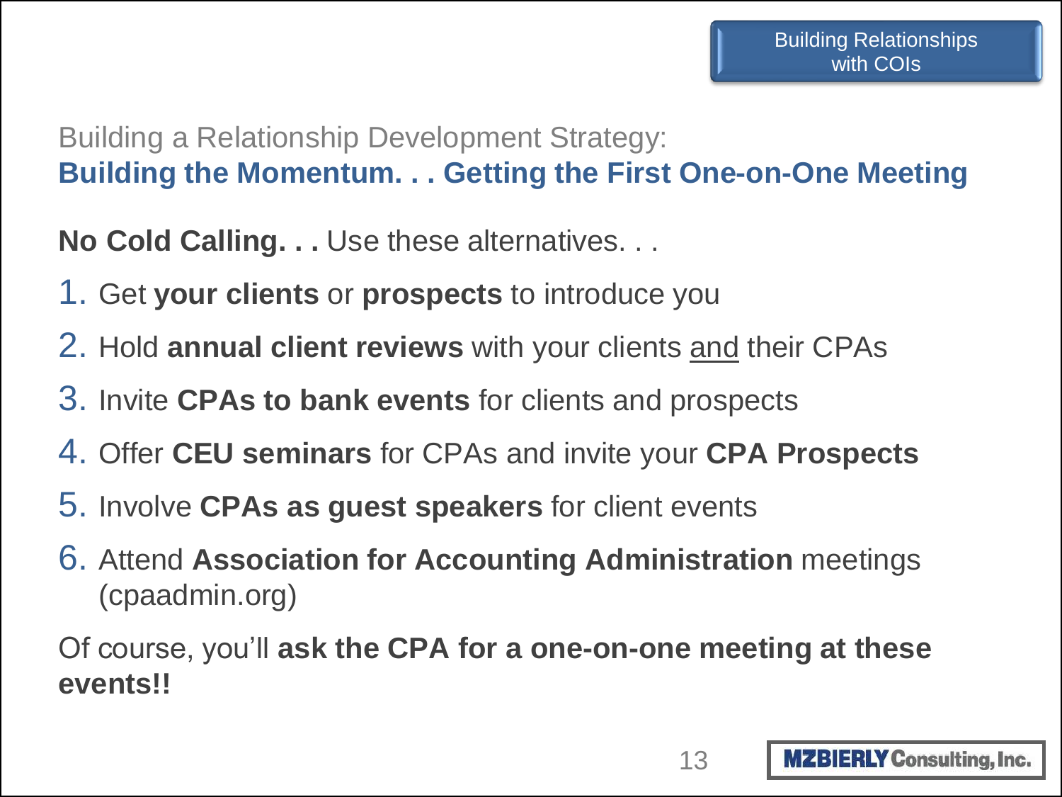Building a Relationship Development Strategy:

## Building the Momentum. . . Getting the First One-on-One Meeting

**No Cold Calling. . .** Use these alternatives. . .

1. Get **your clients** or **prospects** to introduce you
2. Hold **annual client reviews** with your clients and their CPAs
3. Invite **CPAs to bank events** for clients and prospects
4. Offer **CEU seminars** for CPAs and invite your **CPA Prospects**
5. Involve **CPAs as guest speakers** for client events
6. Attend **Association for Accounting Administration** meetings (cpaadmin.org)

Of course, you'll **ask the CPA for a one-on-one meeting at these events!!**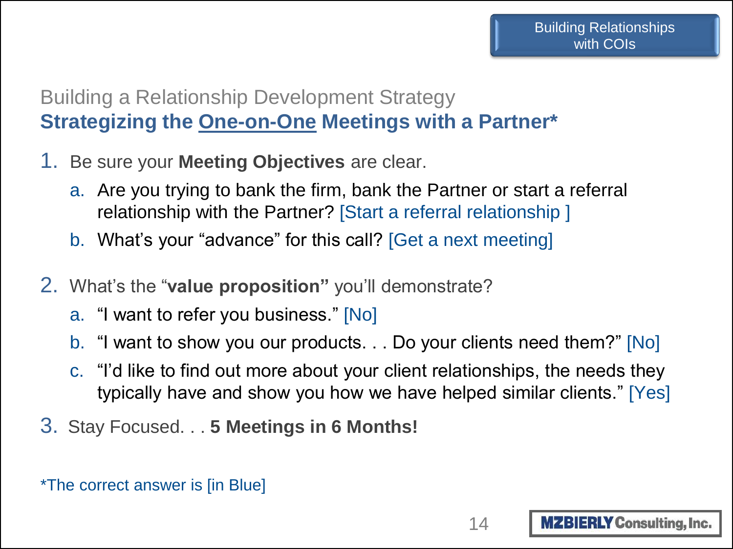## Building a Relationship Development Strategy

### Strategizing the One-on-One Meetings with a Partner*

1. Be sure your **Meeting Objectives** are clear.
   a. Are you trying to bank the firm, bank the Partner or start a referral relationship with the Partner? [Start a referral relationship ]
   b. What's your "advance" for this call? [Get a next meeting]

2. What's the "**value proposition"** you'll demonstrate?
   a. "I want to refer you business." [No]
   b. "I want to show you our products. . . Do your clients need them?" [No]
   c. "I'd like to find out more about your client relationships, the needs they typically have and show you how we have helped similar clients." [Yes]

3. Stay Focused. . . **5 Meetings in 6 Months!**

*The correct answer is [in Blue]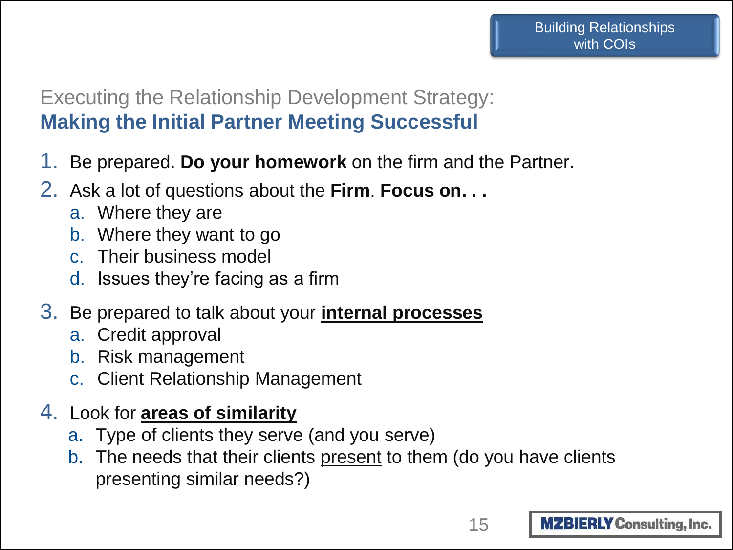Executing the Relationship Development Strategy:

## Making the Initial Partner Meeting Successful

1. Be prepared. **Do your homework** on the firm and the Partner.
2. Ask a lot of questions about the **Firm**. **Focus on. . .**
   a. Where they are
   b. Where they want to go
   c. Their business model
   d. Issues they're facing as a firm
3. Be prepared to talk about your <u>**internal processes**</u>
   a. Credit approval
   b. Risk management
   c. Client Relationship Management
4. Look for <u>**areas of similarity**</u>
   a. Type of clients they serve (and you serve)
   b. The needs that their clients <u>present</u> to them (do you have clients presenting similar needs?)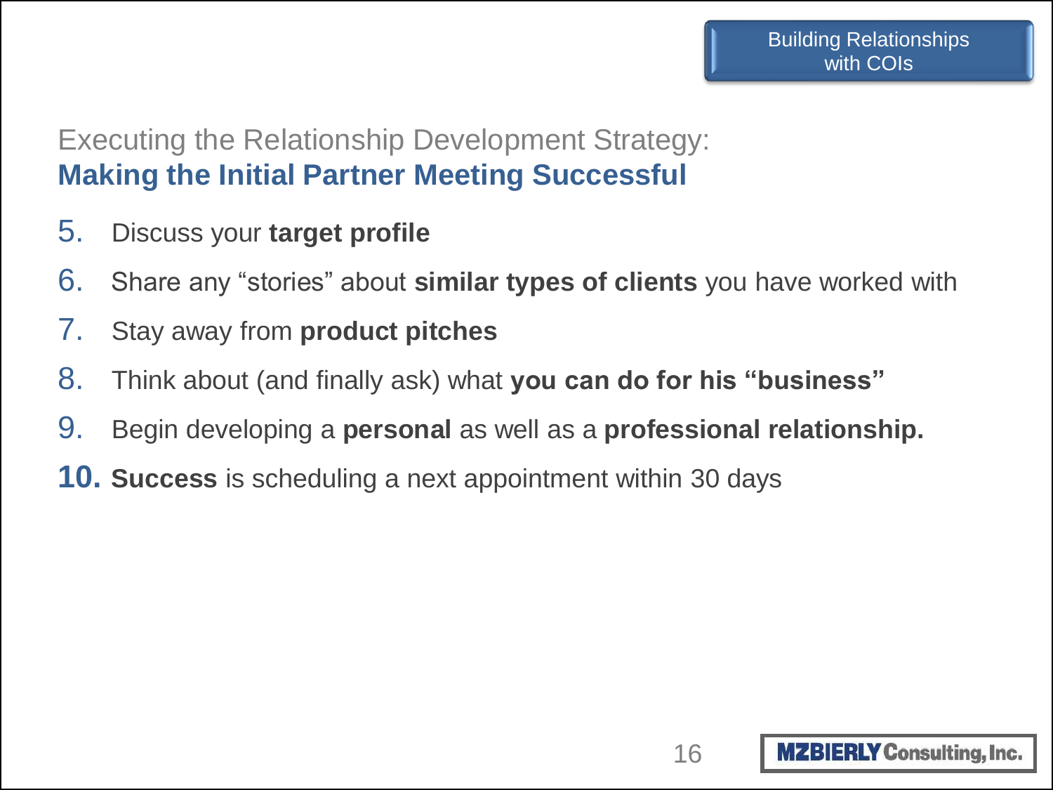Building Relationships with COIs

## Executing the Relationship Development Strategy:
## **Making the Initial Partner Meeting Successful**

5. Discuss your **target profile**
6. Share any “stories” about **similar types of clients** you have worked with
7. Stay away from **product pitches**
8. Think about (and finally ask) what **you can do for his “business”**
9. Begin developing a **personal** as well as a **professional relationship.**
10. **Success** is scheduling a next appointment within 30 days

MZBIERLY Consulting, Inc.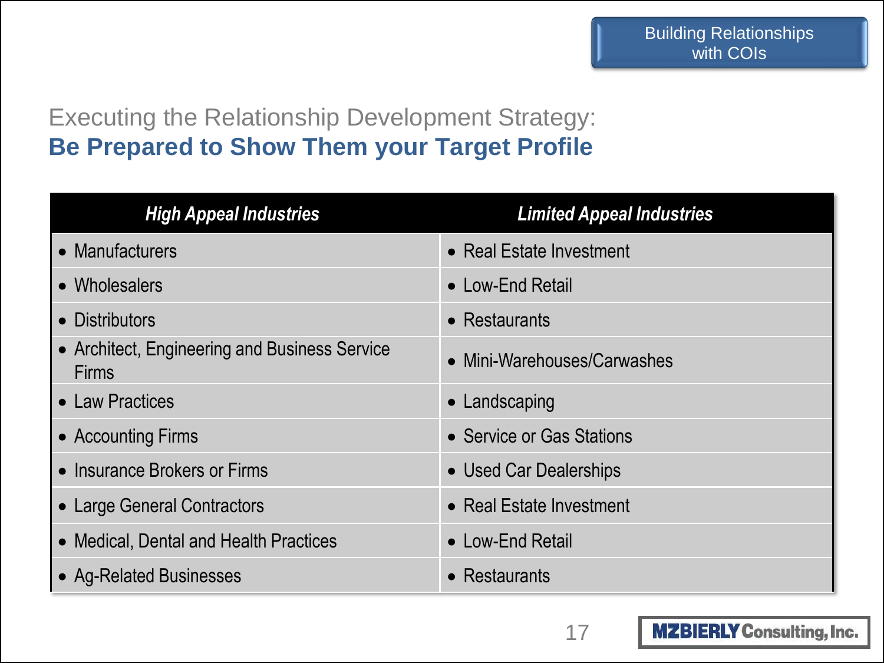Building Relationships with COIs

## Executing the Relationship Development Strategy:
## **Be Preparedто Show Them your Target Profile**

| *High Appeal Industries* | *Limited Appeal Industries* |
|---|---|
| • Manufacturers | • Real Estate Investment |
| • Wholesalers | • Low-End Retail |
| • Distributors | • Restaurants |
| • Architect, Engineering and Business Service Firms | • Mini-Warehouses/Carwashes |
| • Law Practices | • Landscaping |
| • Accounting Firms | • Service or Gas Stations |
| • Insurance Brokers or Firms | • Used Car Dealerships |
| • Large General Contractors | • Real Estate Investment |
| • Medical, Dental and Health Practices | • Low-End Retail |
| • Ag-Related Businesses | • Restaurants |

MZBIERLY Consulting, Inc.

Building Relationships with COIs

## Executing the Relationship Development Strategy:
## **Be Prepared to Show Them your Target Profile**

| *High Appeal Industries* | *Limited Appeal Industries* |
|---|---|
| • Manufacturers | • Real Estate Investment |
| • Wholesalers | • Low-End Retail |
| • Distributors | • Restaurants |
| • Architect, Engineering and Business Service Firms | • Mini-Warehouses/Carwashes |
| • Law Practices | • Landscaping |
| • Accounting Firms | • Service or Gas Stations |
| • Insurance Brokers or Firms | • Used Car Dealerships |
| • Large General Contractors | • Real Estate Investment |
| • Medical, Dental and Health Practices | • Low-End Retail |
| • Ag-Related Businesses | • Restaurants |

MZBIERLY Consulting, Inc.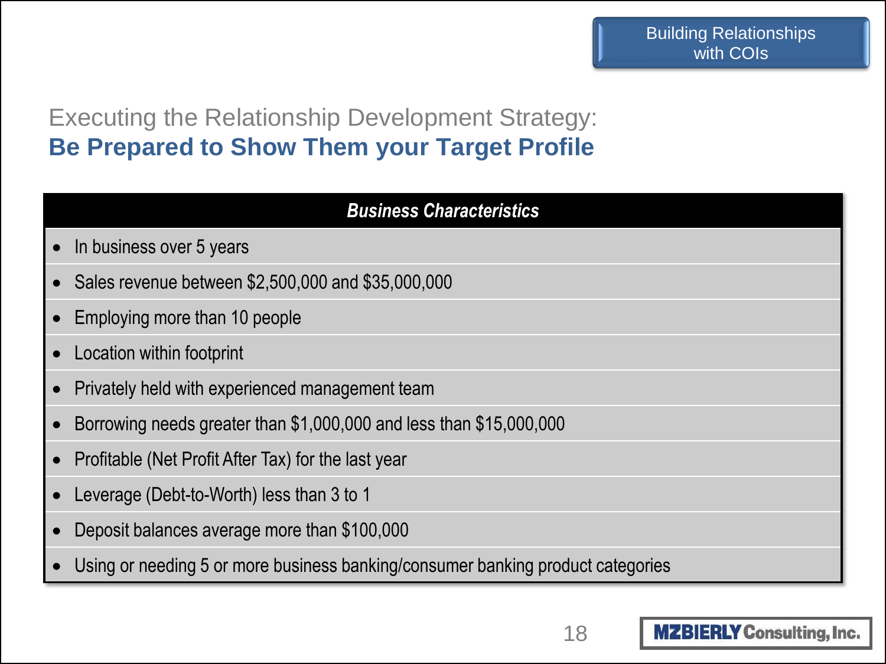Building Relationships with COIs

## Executing the Relationship Development Strategy:
## **Be Prepared to Show Them your Target Profile**

| ***Business Characteristics*** |
|---|
| • In business over 5 years |
| • Sales revenue between $2,500,000 and $35,000,000 |
| • Employing more than 10 people |
| • Location within footprint |
| • Privately held with experienced management team |
| • Borrowing needs greater than $1,000,000 and less than $15,000,000 |
| • Profitable (Net Profit After Tax) for the last year |
| • Leverage (Debt-to-Worth) less than 3 to 1 |
| • Deposit balances average more than $100,000 |
| • Using or needing 5 or more business banking/consumer banking product categories |

MZBIERLY Consulting, Inc.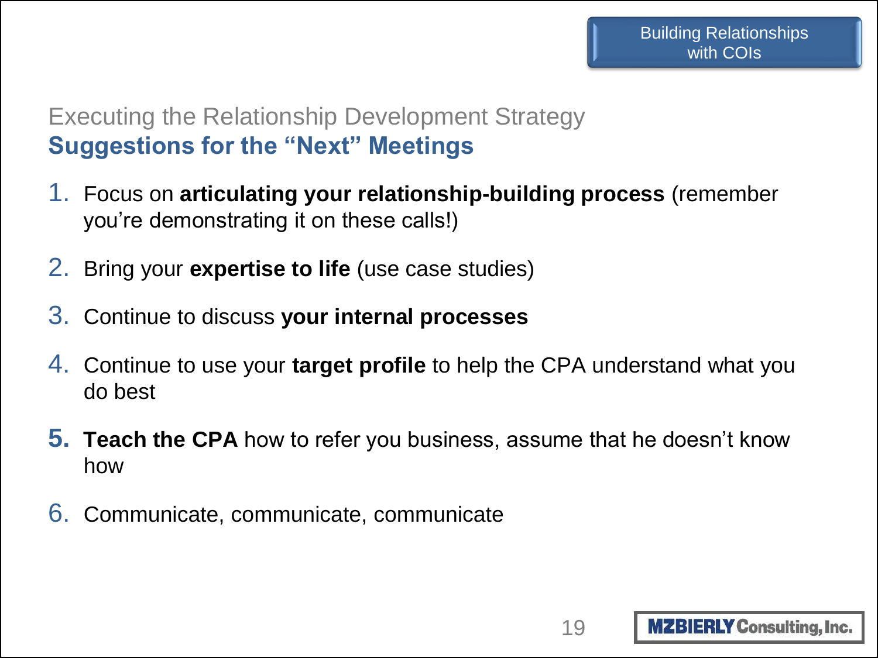Building Relationships with COIs

## Executing the Relationship Development Strategy

## Suggestions for the "Next" Meetings

1. Focus on **articulating your relationship-building process** (remember you're demonstrating it on these calls!)
2. Bring your **expertise to life** (use case studies)
3. Continue to discuss **your internal processes**
4. Continue to use your **target profile** to help the CPA understand what you do best
5. **Teach the CPA** how to refer you business, assume that he doesn't know how
6. Communicate, communicate, communicate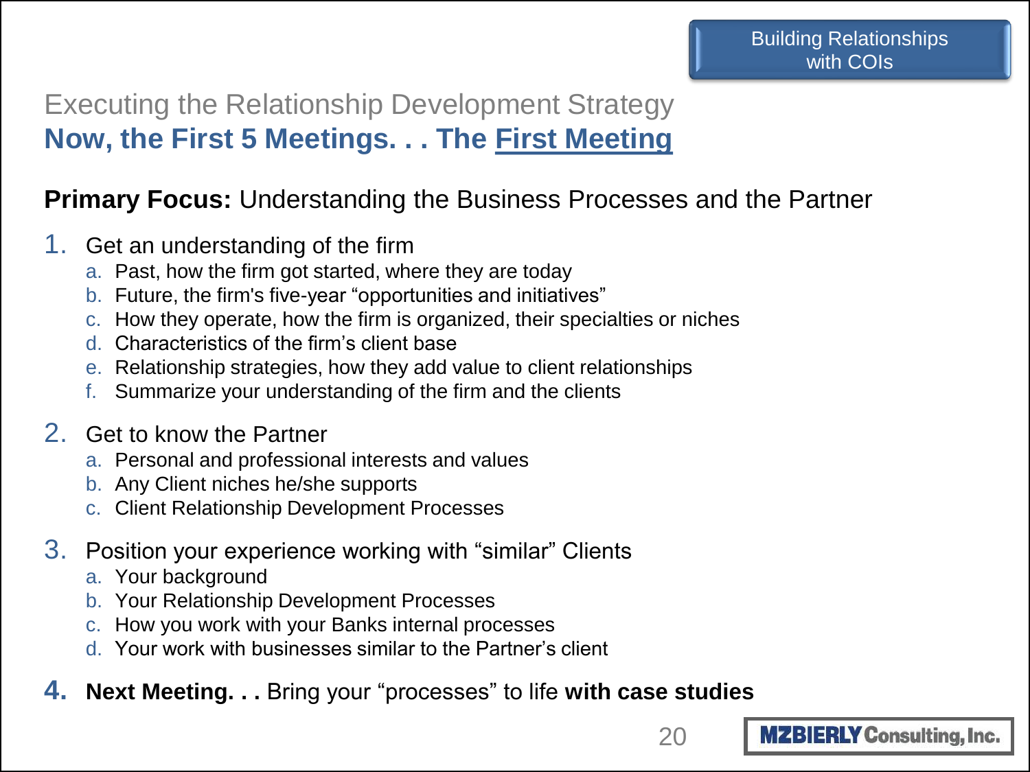Building Relationships with COIs

## Executing the Relationship Development Strategy

## Now, the First 5 Meetings. . . The First Meeting

**Primary Focus:** Understanding the Business Processes and the Partner

1. Get an understanding of the firm
   a. Past, how the firm got started, where they are today
   b. Future, the firm's five-year "opportunities and initiatives"
   c. How they operate, how the firm is organized, their specialties or niches
   d. Characteristics of the firm's client base
   e. Relationship strategies, how they add value to client relationships
   f. Summarize your understanding of the firm and the clients

2. Get to know the Partner
   a. Personal and professional interests and values
   b. Any Client niches he/she supports
   c. Client Relationship Development Processes

3. Position your experience working with "similar" Clients
   a. Your background
   b. Your Relationship Development Processes
   c. How you work with your Banks internal processes
   d. Your work with businesses similar to the Partner's client

4. **Next Meeting. . .** Bring your "processes" to life **with case studies**

MZBIERLY Consulting, Inc.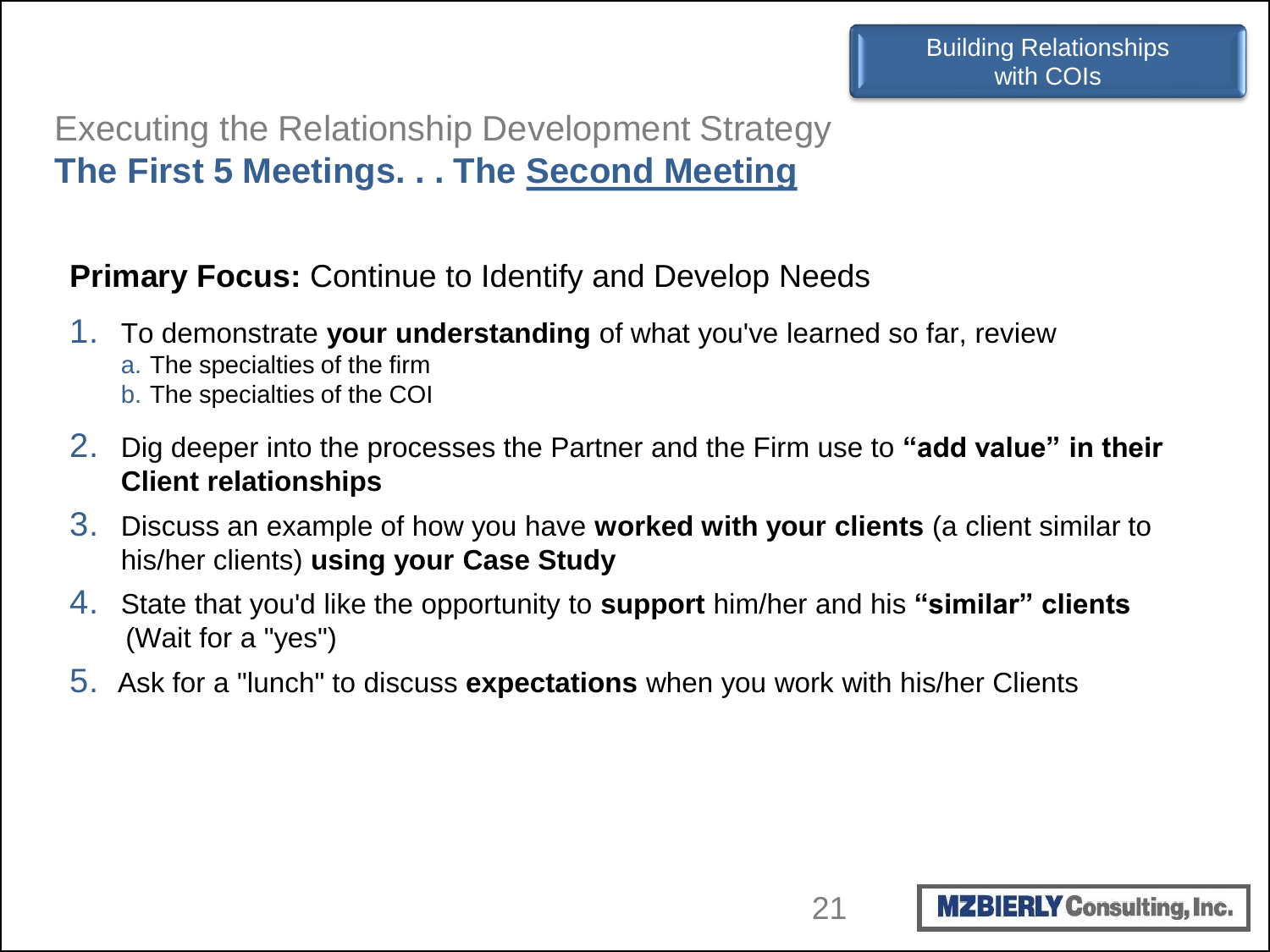Building Relationships with COIs

## Executing the Relationship Development Strategy

## The First 5 Meetings. . . The <u>Second Meeting</u>

**Primary Focus:** Continue to Identify and Develop Needs

1. To demonstrate **your understanding** of what you've learned so far, review
   a. The specialties of the firm
   b. The specialties of the COI
2. Dig deeper into the processes the Partner and the Firm use to **"add value" in their Client relationships**
3. Discuss an example of how you have **worked with your clients** (a client similar to his/her clients) **using your Case Study**
4. State that you'd like the opportunity to **support** him/her and his **"similar" clients** (Wait for a "yes")
5. Ask for a "lunch" to discuss **expectations** when you work with his/her Clients

MZBIERLY Consulting, Inc.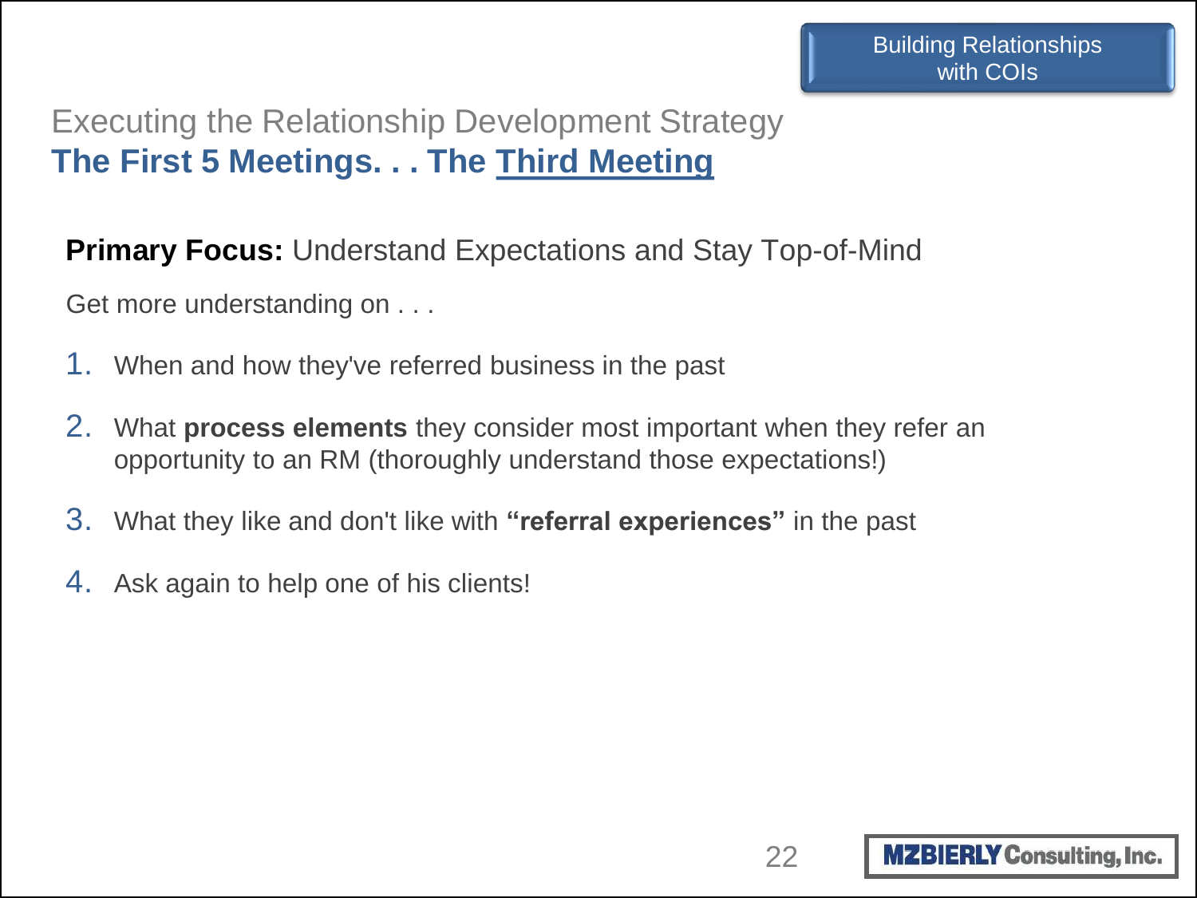Building Relationships with COIs

## Executing the Relationship Development Strategy

## The First 5 Meetings. . . The Third Meeting

**Primary Focus:** Understand Expectations and Stay Top-of-Mind

Get more understanding on . . .

1. When and how they've referred business in the past
2. What **process elements** they consider most important when they refer an opportunity to an RM (thoroughly understand those expectations!)
3. What they like and don't like with **"referral experiences"** in the past
4. Ask again to help one of his clients!

MZBIERLY Consulting, Inc.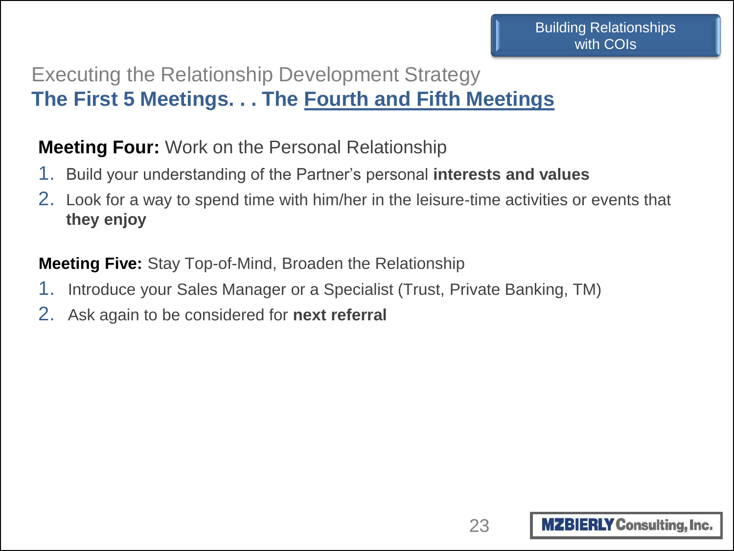Executing the Relationship Development Strategy

## The First 5 Meetings. . . The Fourth and Fifth Meetings

**Meeting Four:** Work on the Personal Relationship

1. Build your understanding of the Partner's personal **interests and values**
2. Look for a way to spend time with him/her in the leisure-time activities or events that **they enjoy**

**Meeting Five:** Stay Top-of-Mind, Broaden the Relationship

1. Introduce your Sales Manager or a Specialist (Trust, Private Banking, TM)
2. Ask again to be considered for **next referral**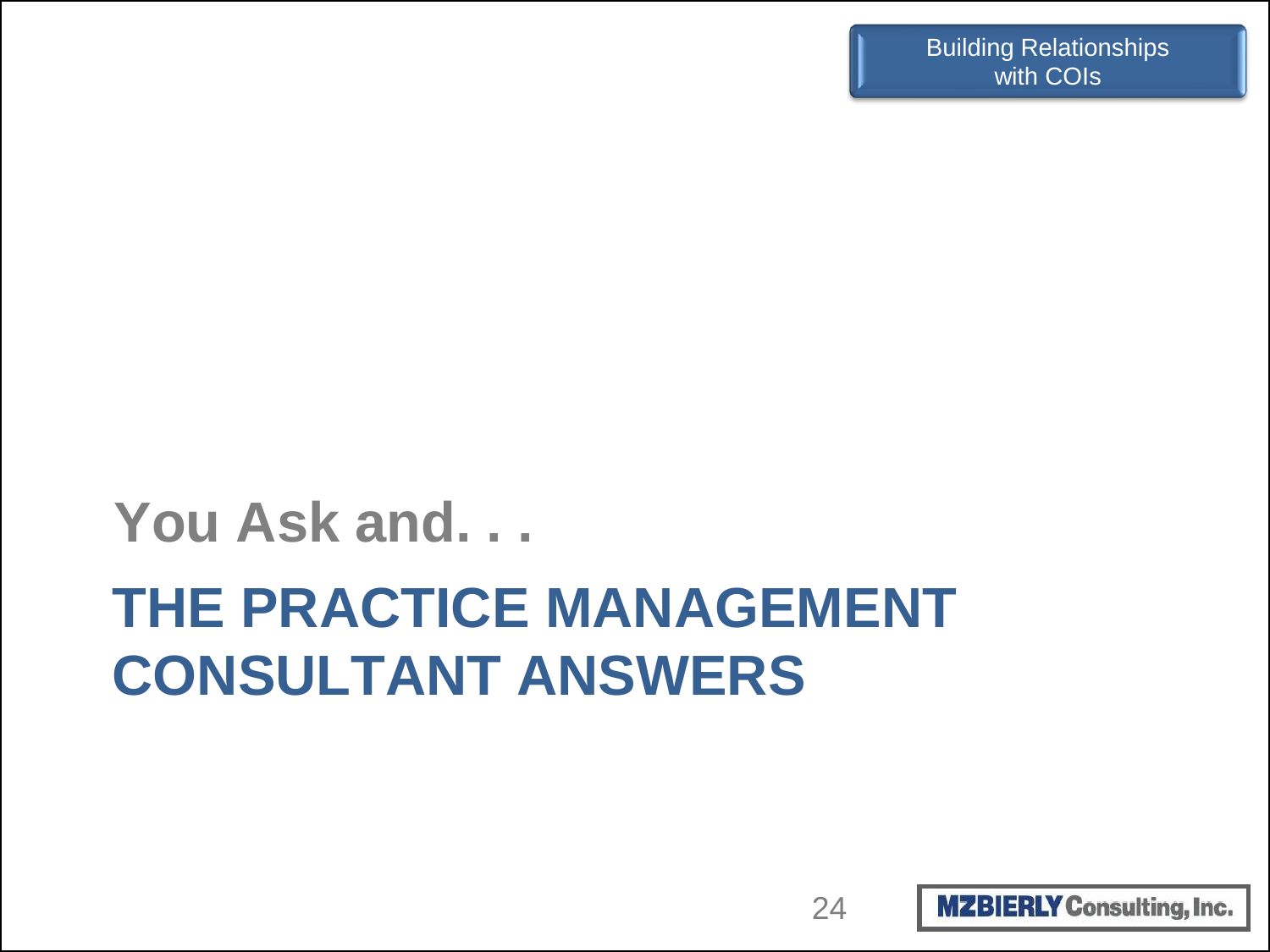Building Relationships with COIs

## You Ask and. . .

# THE PRACTICE MANAGEMENT CONSULTANT ANSWERS

MZBIERLY Consulting, Inc.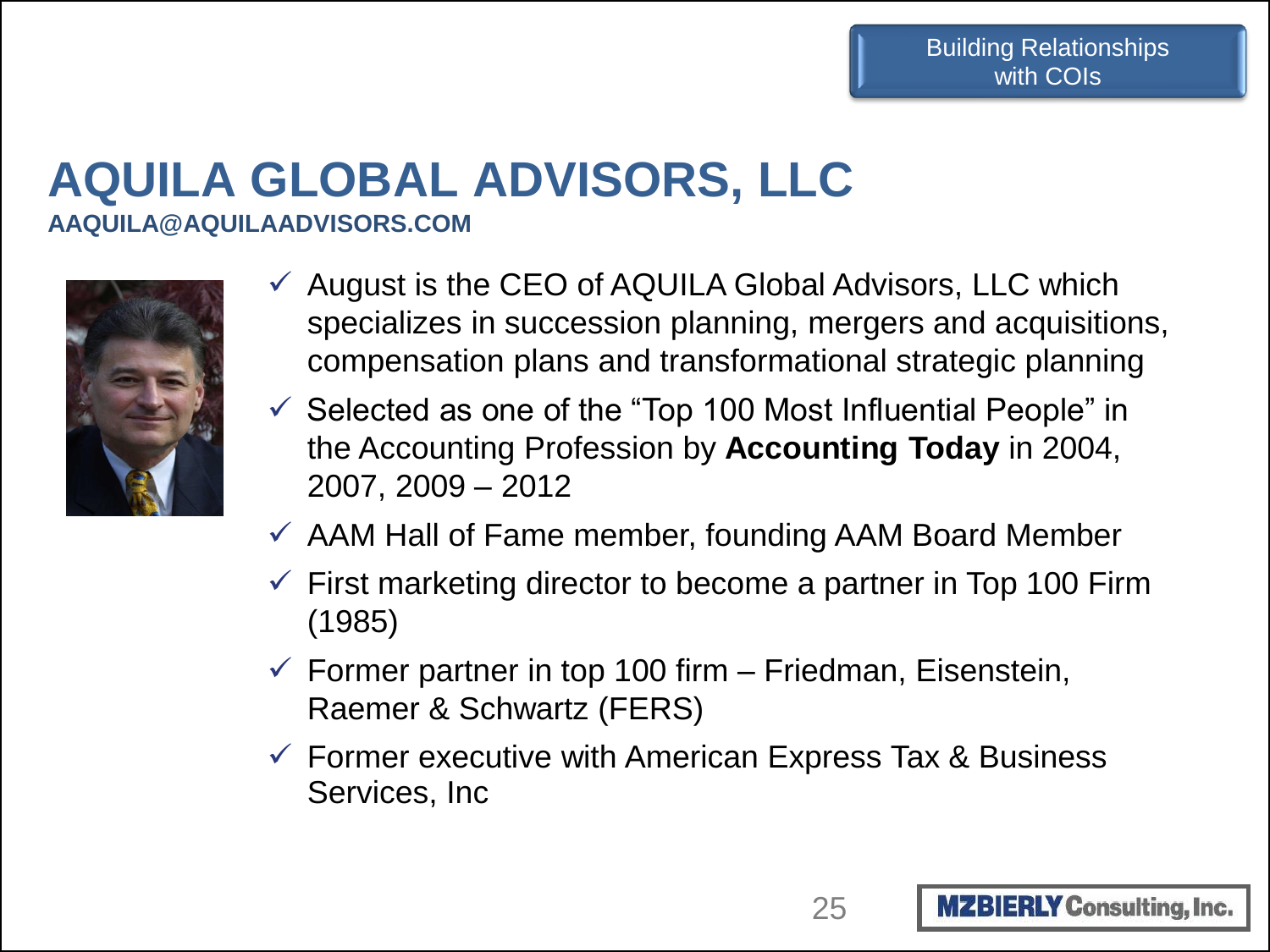Building Relationships with COIs

# AQUILA GLOBAL ADVISORS, LLC

**AAQUILA@AQUILAADVISORS.COM**

- ✓ August is the CEO of AQUILA Global Advisors, LLC which specializes in succession planning, mergers and acquisitions, compensation plans and transformational strategic planning
- ✓ Selected as one of the "Top 100 Most Influential People" in the Accounting Profession by **Accounting Today** in 2004, 2007, 2009 – 2012
- ✓ AAM Hall of Fame member, founding AAM Board Member
- ✓ First marketing director to become a partner in Top 100 Firm (1985)
- ✓ Former partner in top 100 firm – Friedman, Eisenstein, Raemer & Schwartz (FERS)
- ✓ Former executive with American Express Tax & Business Services, Inc

MZBIERLY Consulting, Inc.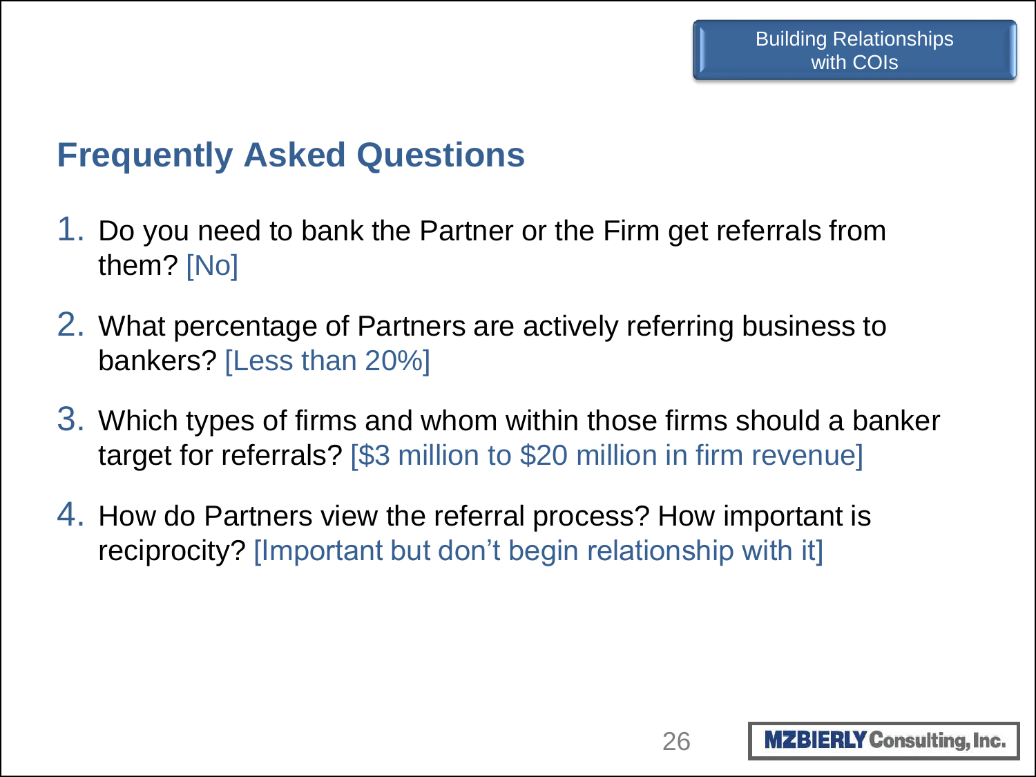## Frequently Asked Questions

1. Do you need to bank the Partner or the Firm get referrals from them? [No]
2. What percentage of Partners are actively referring business to bankers? [Less than 20%]
3. Which types of firms and whom within those firms should a banker target for referrals? [$3 million to $20 million in firm revenue]
4. How do Partners view the referral process? How important is reciprocity? [Important but don't begin relationship with it]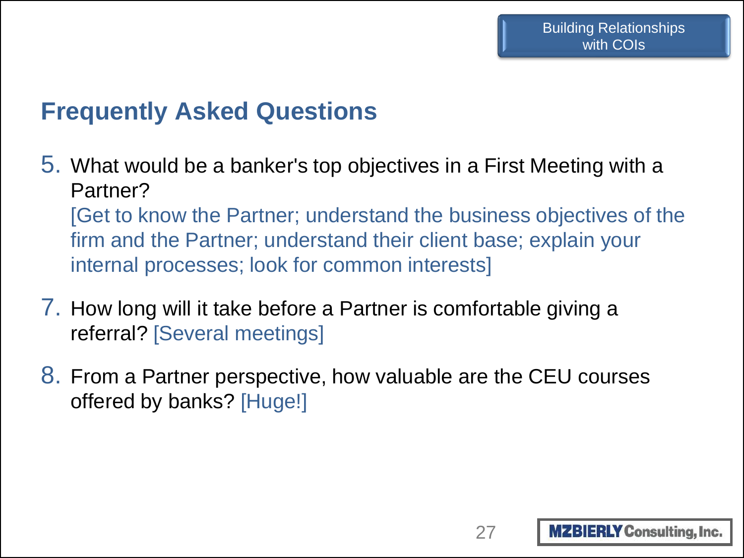## Frequently Asked Questions

5. What would be a banker's top objectives in a First Meeting with a Partner?
   [Get to know the Partner; understand the business objectives of the firm and the Partner; understand their client base; explain your internal processes; look for common interests]

7. How long will it take before a Partner is comfortable giving a referral? [Several meetings]

8. From a Partner perspective, how valuable are the CEU courses offered by banks? [Huge!]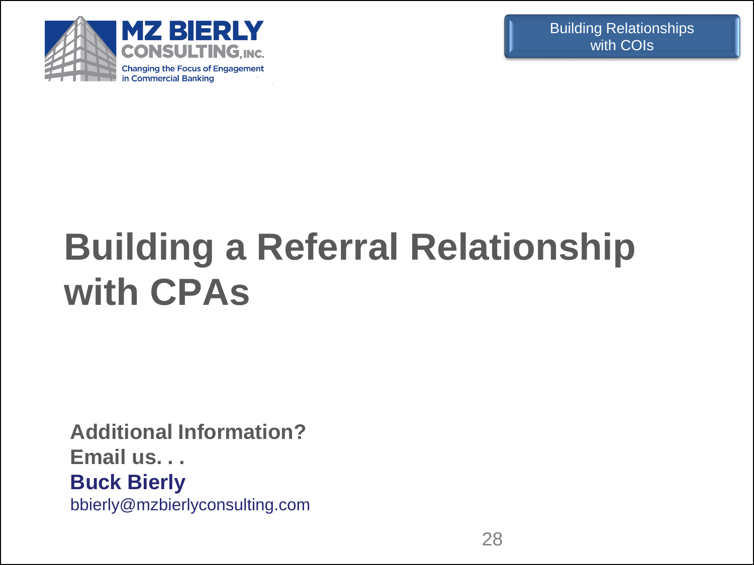MZ BIERLY CONSULTING, INC.
Changing the Focus of Engagement in Commercial Banking

Building Relationships with COIs

# Building a Referral Relationship with CPAs

**Additional Information?**
**Email us. . .**
**Buck Bierly**
bbierly@mzbierlyconsulting.com